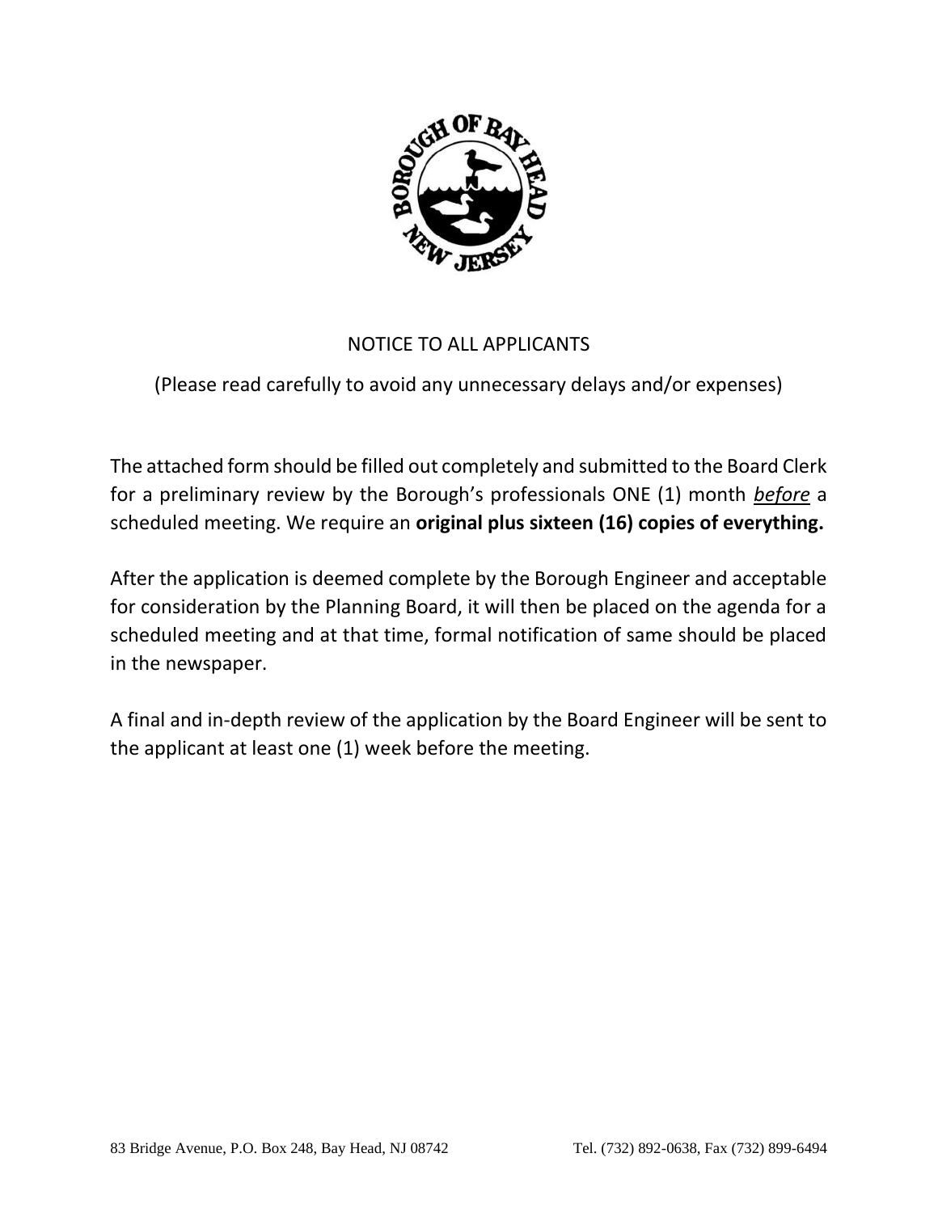# NOTICE TO ALL APPLICANTS

(Please read carefully to avoid any unnecessary delays and/or expenses)

The attached form should be filled out completely and submitted to the Board Clerk for a preliminary review by the Borough's professionals ONE (1) month ***before*** a scheduled meeting. We require an **original plus sixteen (16) copies of everything.**

After the application is deemed complete by the Borough Engineer and acceptable for consideration by the Planning Board, it will then be placed on the agenda for a scheduled meeting and at that time, formal notification of same should be placed in the newspaper.

A final and in-depth review of the application by the Board Engineer will be sent to the applicant at least one (1) week before the meeting.

83 Bridge Avenue, P.O. Box 248, Bay Head, NJ 08742 Tel. (732) 892-0638, Fax (732) 899-6494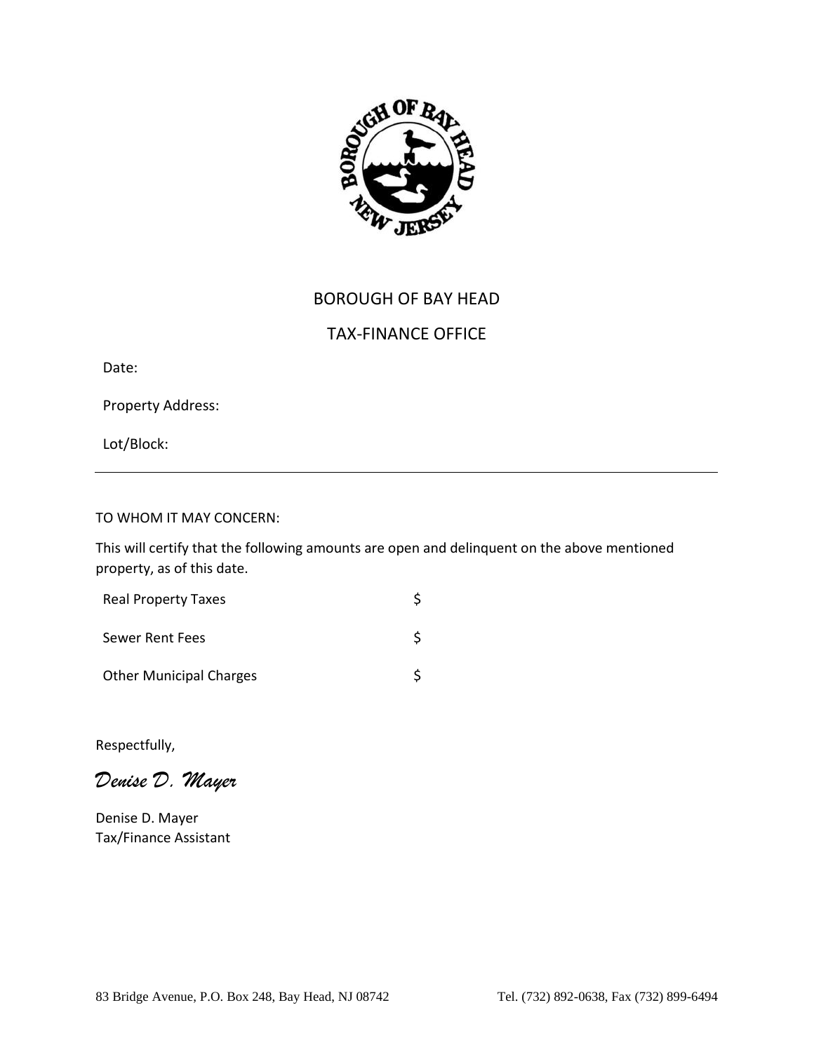# BOROUGH OF BAY HEAD

## TAX-FINANCE OFFICE

Date:

Property Address:

Lot/Block:

---

TO WHOM IT MAY CONCERN:

This will certify that the following amounts are open and delinquent on the above mentioned property, as of this date.

| | |
|---|---|
| Real Property Taxes | $ |
| Sewer Rent Fees | $ |
| Other Municipal Charges | $ |

Respectfully,

*Denise D. Mayer*

Denise D. Mayer
Tax/Finance Assistant

83 Bridge Avenue, P.O. Box 248, Bay Head, NJ 08742 Tel. (732) 892-0638, Fax (732) 899-6494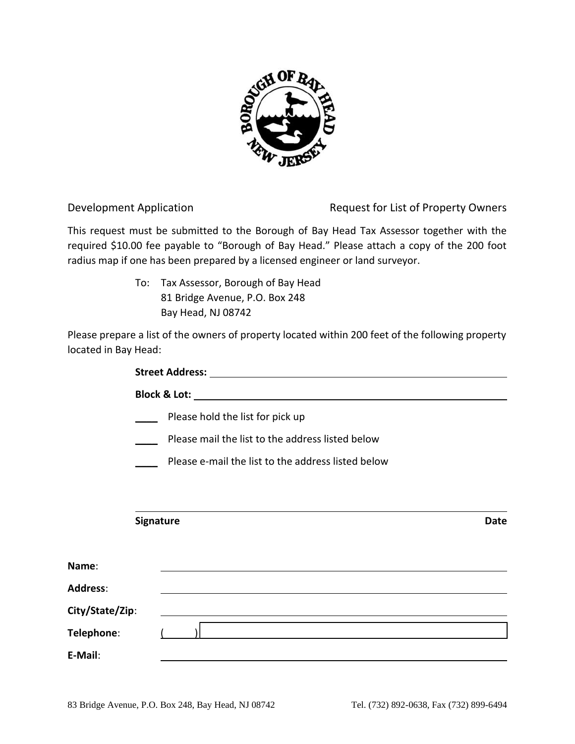Development Application | Request for List of Property Owners

This request must be submitted to the Borough of Bay Head Tax Assessor together with the required $10.00 fee payable to "Borough of Bay Head." Please attach a copy of the 200 foot radius map if one has been prepared by a licensed engineer or land surveyor.

To: Tax Assessor, Borough of Bay Head
81 Bridge Avenue, P.O. Box 248
Bay Head, NJ 08742

Please prepare a list of the owners of property located within 200 feet of the following property located in Bay Head:

**Street Address:** ______________________________

**Block & Lot:** ______________________________

____ Please hold the list for pick up

____ Please mail the list to the address listed below

____ Please e-mail the list to the address listed below

______________________________

**Signature** **Date**

**Name**: ______________________________

**Address**: ______________________________

**City/State/Zip**: ______________________________

**Telephone**: (____) ______________________________

**E-Mail**: ______________________________

83 Bridge Avenue, P.O. Box 248, Bay Head, NJ 08742 Tel. (732) 892-0638, Fax (732) 899-6494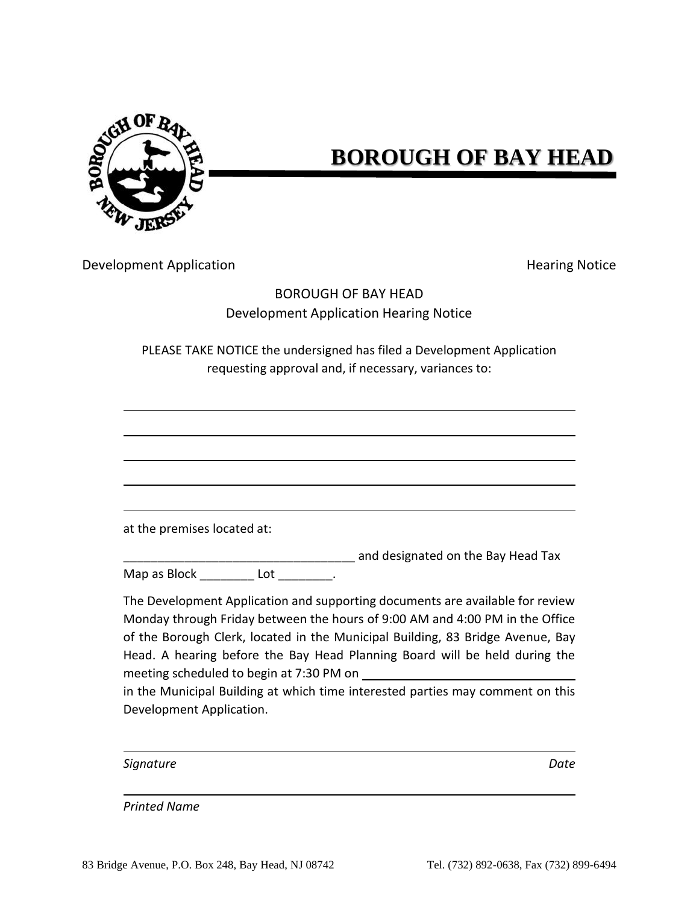# BOROUGH OF BAY HEAD

Development Application Hearing Notice

BOROUGH OF BAY HEAD
Development Application Hearing Notice

PLEASE TAKE NOTICE the undersigned has filed a Development Application requesting approval and, if necessary, variances to:

_______________________________________________

_______________________________________________

_______________________________________________

_______________________________________________

_______________________________________________

at the premises located at:

__________________________________ and designated on the Bay Head Tax Map as Block ________ Lot ________.

The Development Application and supporting documents are available for review Monday through Friday between the hours of 9:00 AM and 4:00 PM in the Office of the Borough Clerk, located in the Municipal Building, 83 Bridge Avenue, Bay Head. A hearing before the Bay Head Planning Board will be held during the meeting scheduled to begin at 7:30 PM on ______________________________ in the Municipal Building at which time interested parties may comment on this Development Application.

_______________________________________________

*Signature* *Date*

_______________________________________________

*Printed Name*

83 Bridge Avenue, P.O. Box 248, Bay Head, NJ 08742 Tel. (732) 892-0638, Fax (732) 899-6494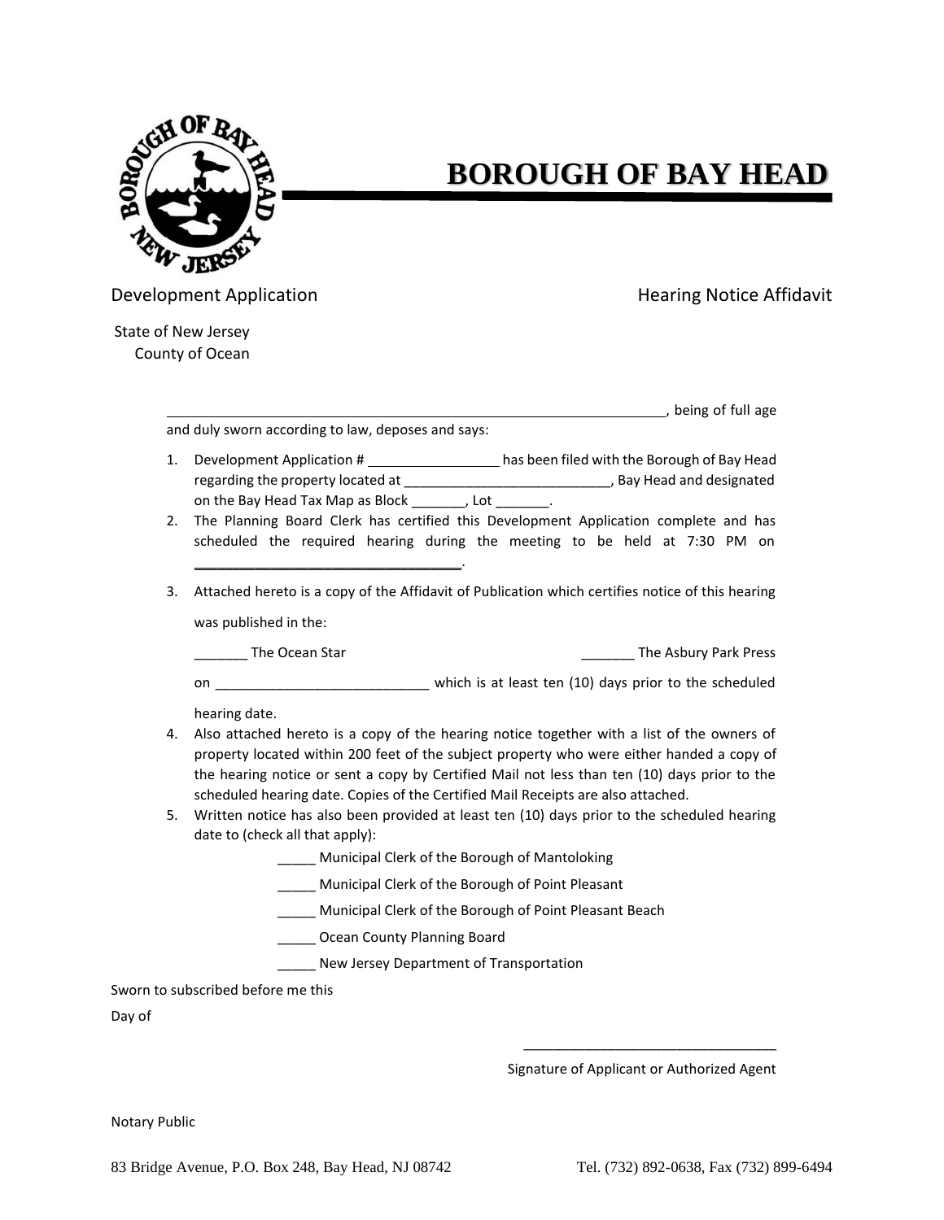# BOROUGH OF BAY HEAD

Development Application

Hearing Notice Affidavit

State of New Jersey
County of Ocean

_________________________________________________________________, being of full age and duly sworn according to law, deposes and says:

1. Development Application # _________________ has been filed with the Borough of Bay Head regarding the property located at ___________________________, Bay Head and designated on the Bay Head Tax Map as Block _______, Lot _______.
2. The Planning Board Clerk has certified this Development Application complete and has scheduled the required hearing during the meeting to be held at 7:30 PM on _________________________________.
3. Attached hereto is a copy of the Affidavit of Publication which certifies notice of this hearing was published in the:

   _______ The Ocean Star

   _______ The Asbury Park Press

   on ____________________________ which is at least ten (10) days prior to the scheduled hearing date.
4. Also attached hereto is a copy of the hearing notice together with a list of the owners of property located within 200 feet of the subject property who were either handed a copy of the hearing notice or sent a copy by Certified Mail not less than ten (10) days prior to the scheduled hearing date. Copies of the Certified Mail Receipts are also attached.
5. Written notice has also been provided at least ten (10) days prior to the scheduled hearing date to (check all that apply):

   _____ Municipal Clerk of the Borough of Mantoloking

   _____ Municipal Clerk of the Borough of Point Pleasant

   _____ Municipal Clerk of the Borough of Point Pleasant Beach

   _____ Ocean County Planning Board

   _____ New Jersey Department of Transportation

Sworn to subscribed before me this
Day of

_________________________________
Signature of Applicant or Authorized Agent

Notary Public

83 Bridge Avenue, P.O. Box 248, Bay Head, NJ 08742 Tel. (732) 892-0638, Fax (732) 899-6494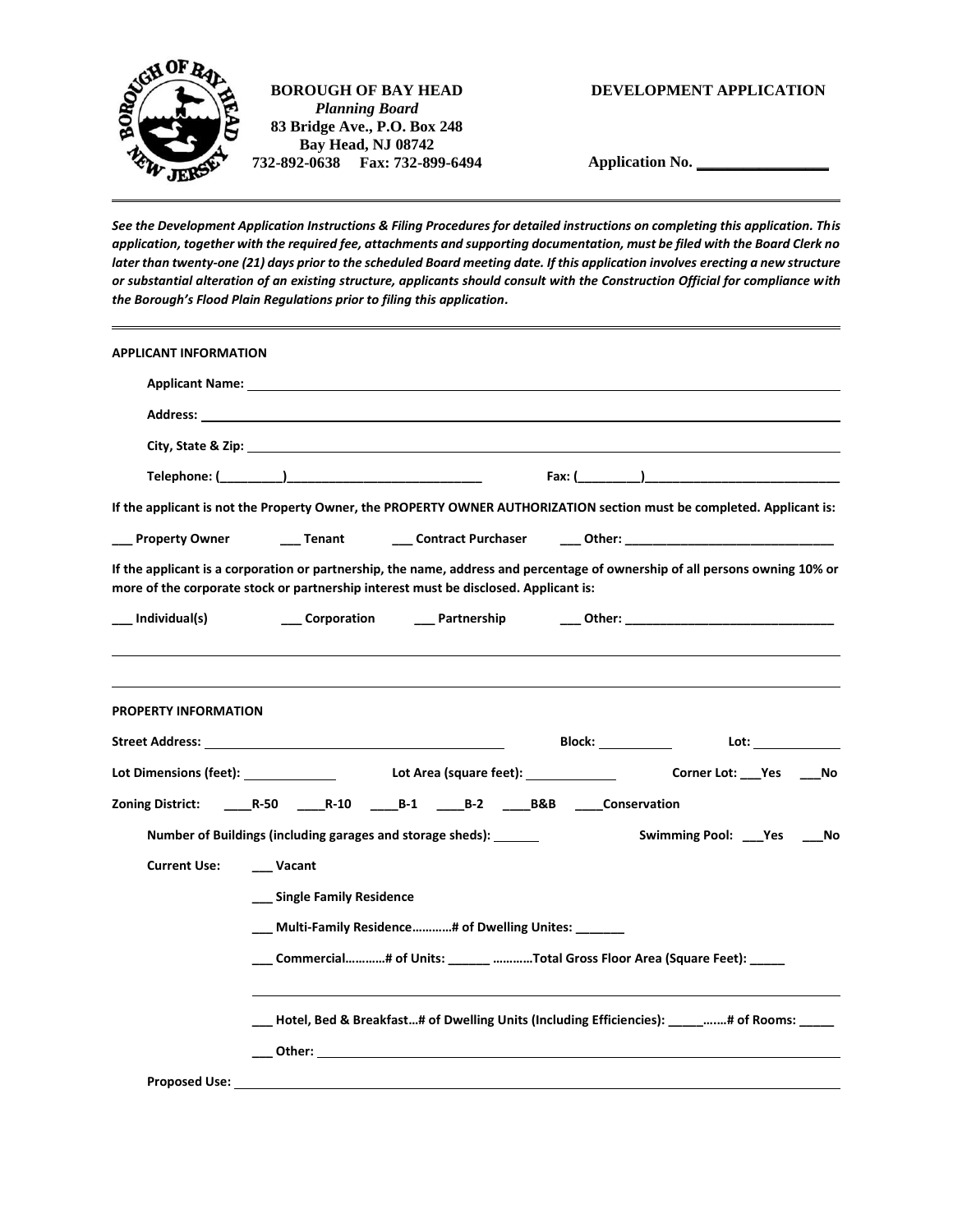**BOROUGH OF BAY HEAD**
*Planning Board*
**83 Bridge Ave., P.O. Box 248**
**Bay Head, NJ 08742**
**732-892-0638 Fax: 732-899-6494**

**DEVELOPMENT APPLICATION**

**Application No. ________________**

---

***See the Development Application Instructions & Filing Procedures for detailed instructions on completing this application. This application, together with the required fee, attachments and supporting documentation, must be filed with the Board Clerk no later than twenty-one (21) days prior to the scheduled Board meeting date. If this application involves erecting a new structure or substantial alteration of an existing structure, applicants should consult with the Construction Official for compliance with the Borough's Flood Plain Regulations prior to filing this application.***

---

**APPLICANT INFORMATION**

**Applicant Name:** ________________________________________

**Address:** ________________________________________

**City, State & Zip:** ________________________________________

**Telephone: (_________)____________________________** **Fax: (_________)____________________________**

**If the applicant is not the Property Owner, the PROPERTY OWNER AUTHORIZATION section must be completed. Applicant is:**

**___ Property Owner ___ Tenant ___ Contract Purchaser ___ Other: ______________________________**

**If the applicant is a corporation or partnership, the name, address and percentage of ownership of all persons owning 10% or more of the corporate stock or partnership interest must be disclosed. Applicant is:**

**___ Individual(s) ___ Corporation ___ Partnership ___ Other: ______________________________**

________________________________________

________________________________________

**PROPERTY INFORMATION**

**Street Address:** ______________________________ **Block:** __________ **Lot:** __________

**Lot Dimensions (feet):** __________ **Lot Area (square feet):** __________ **Corner Lot: ___Yes ___No**

**Zoning District: ____R-50 ____R-10 ____B-1 ____B-2 ____B&B ____Conservation**

**Number of Buildings (including garages and storage sheds):** ______ **Swimming Pool: ___Yes ___No**

**Current Use:** **___ Vacant**

**___ Single Family Residence**

**___ Multi-Family Residence…………# of Dwelling Unites: _______**

**___ Commercial…………# of Units: ______ …………Total Gross Floor Area (Square Feet): _____**

________________________________________

**___ Hotel, Bed & Breakfast…# of Dwelling Units (Including Efficiencies): _____…….# of Rooms: _____**

**___ Other:** ________________________________________

**Proposed Use:** ________________________________________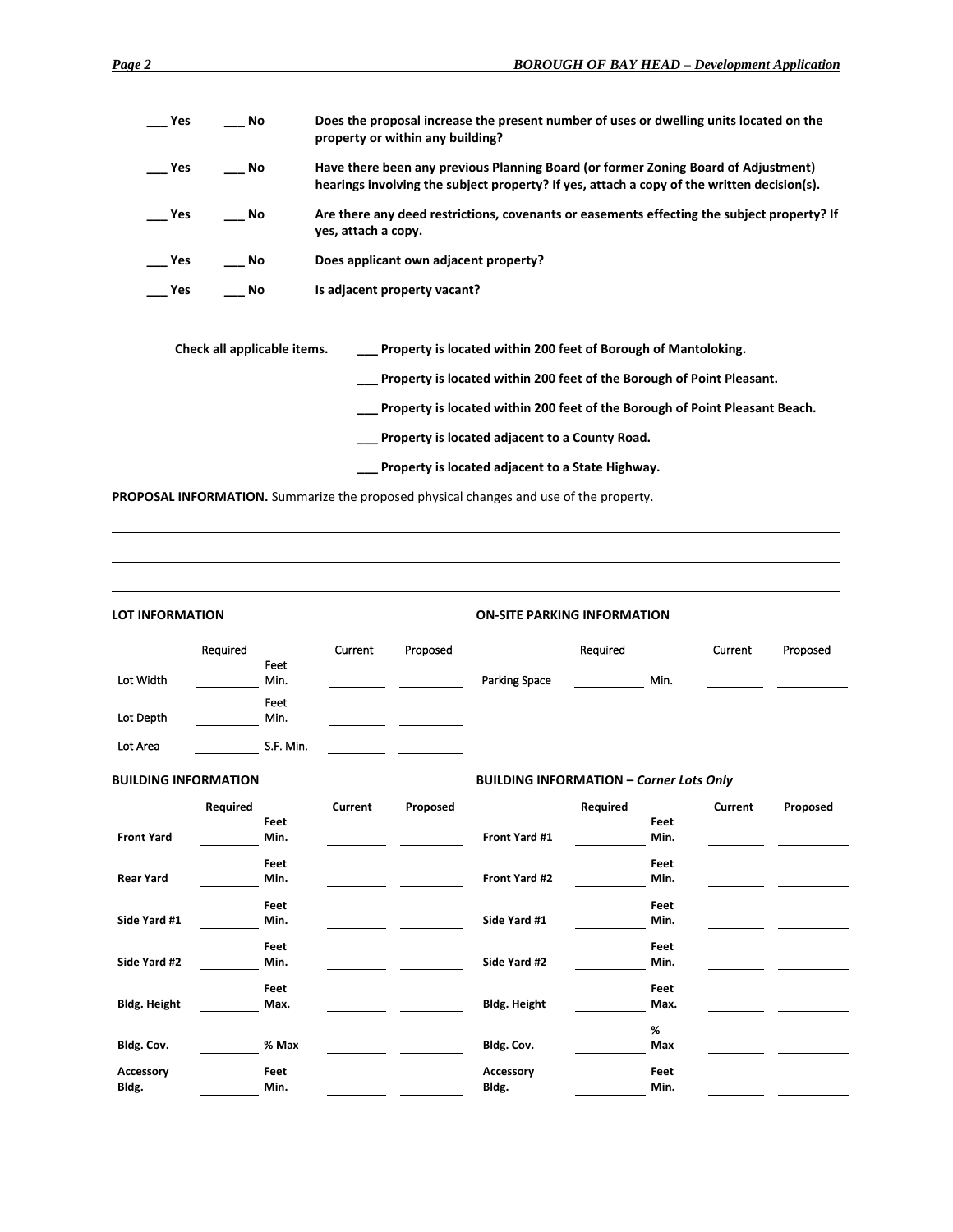___ Yes ___ No **Does the proposal increase the present number of uses or dwelling units located on the property or within any building?**

___ Yes ___ No **Have there been any previous Planning Board (or former Zoning Board of Adjustment) hearings involving the subject property? If yes, attach a copy of the written decision(s).**

___ Yes ___ No **Are there any deed restrictions, covenants or easements effecting the subject property? If yes, attach a copy.**

___ Yes ___ No **Does applicant own adjacent property?**

___ Yes ___ No **Is adjacent property vacant?**

**Check all applicable items.**

___ **Property is located within 200 feet of Borough of Mantoloking.**

___ **Property is located within 200 feet of the Borough of Point Pleasant.**

___ **Property is located within 200 feet of the Borough of Point Pleasant Beach.**

___ **Property is located adjacent to a County Road.**

___ **Property is located adjacent to a State Highway.**

**PROPOSAL INFORMATION.** Summarize the proposed physical changes and use of the property.

_______________________________________________________________________________

_______________________________________________________________________________

_______________________________________________________________________________

**LOT INFORMATION**

| | Required | | Current | Proposed |
|---|---|---|---|---|
| Lot Width | ______ | Feet Min. | ______ | ______ |
| Lot Depth | ______ | Feet Min. | ______ | ______ |
| Lot Area | ______ | S.F. Min. | ______ | ______ |

**ON-SITE PARKING INFORMATION**

| | Required | | Current | Proposed |
|---|---|---|---|---|
| Parking Space | ______ | Min. | ______ | ______ |

**BUILDING INFORMATION**

| | **Required** | | **Current** | **Proposed** |
|---|---|---|---|---|
| **Front Yard** | ______ | **Feet Min.** | ______ | ______ |
| **Rear Yard** | ______ | **Feet Min.** | ______ | ______ |
| **Side Yard #1** | ______ | **Feet Min.** | ______ | ______ |
| **Side Yard #2** | ______ | **Feet Min.** | ______ | ______ |
| **Bldg. Height** | ______ | **Feet Max.** | ______ | ______ |
| **Bldg. Cov.** | ______ | **% Max** | ______ | ______ |
| **Accessory Bldg.** | ______ | **Feet Min.** | ______ | ______ |

**BUILDING INFORMATION –** ***Corner Lots Only***

| | **Required** | | **Current** | **Proposed** |
|---|---|---|---|---|
| **Front Yard #1** | ______ | **Feet Min.** | ______ | ______ |
| **Front Yard #2** | ______ | **Feet Min.** | ______ | ______ |
| **Side Yard #1** | ______ | **Feet Min.** | ______ | ______ |
| **Side Yard #2** | ______ | **Feet Min.** | ______ | ______ |
| **Bldg. Height** | ______ | **Feet Max.** | ______ | ______ |
| **Bldg. Cov.** | ______ | **% Max** | ______ | ______ |
| **Accessory Bldg.** | ______ | **Feet Min.** | ______ | ______ |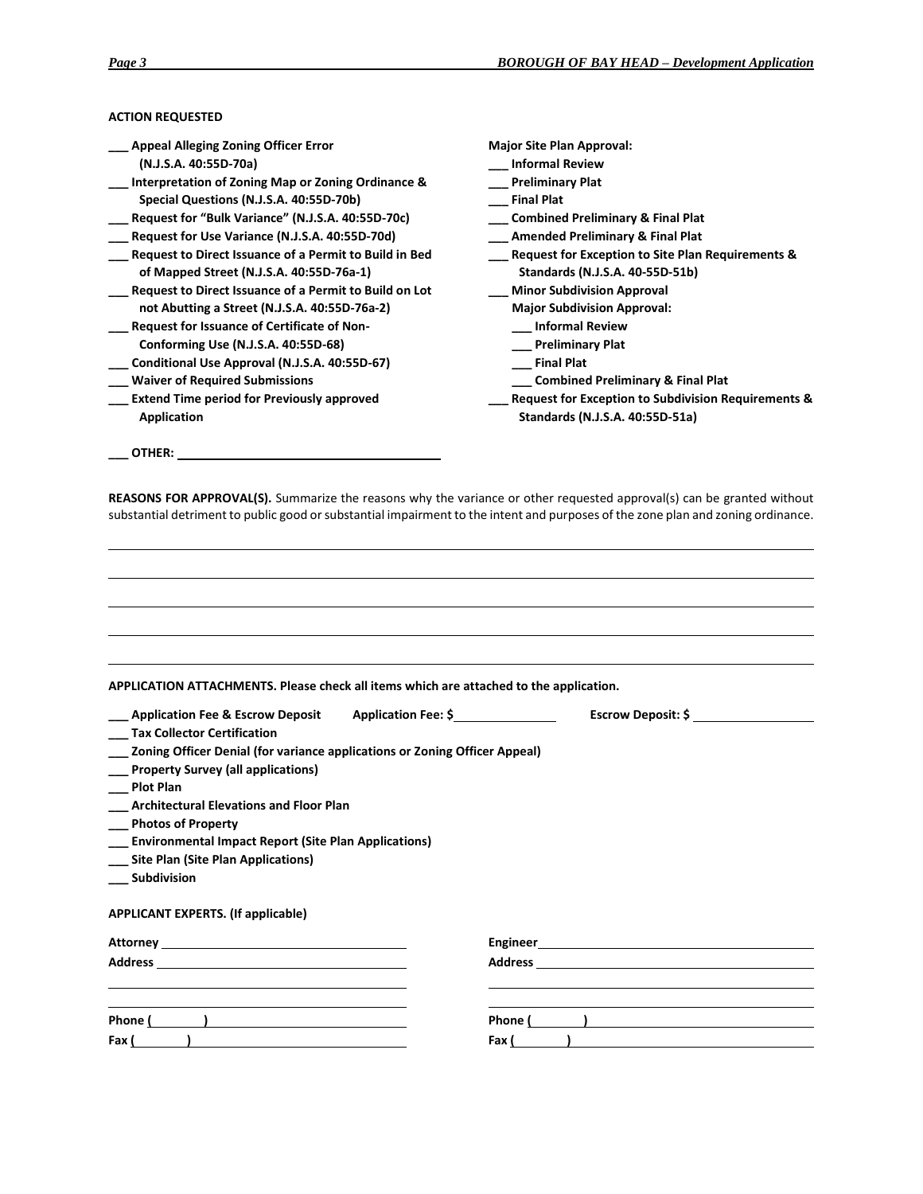**ACTION REQUESTED**

___ **Appeal Alleging Zoning Officer Error (N.J.S.A. 40:55D-70a)**
___ **Interpretation of Zoning Map or Zoning Ordinance & Special Questions (N.J.S.A. 40:55D-70b)**
___ **Request for "Bulk Variance" (N.J.S.A. 40:55D-70c)**
___ **Request for Use Variance (N.J.S.A. 40:55D-70d)**
___ **Request to Direct Issuance of a Permit to Build in Bed of Mapped Street (N.J.S.A. 40:55D-76a-1)**
___ **Request to Direct Issuance of a Permit to Build on Lot not Abutting a Street (N.J.S.A. 40:55D-76a-2)**
___ **Request for Issuance of Certificate of Non-Conforming Use (N.J.S.A. 40:55D-68)**
___ **Conditional Use Approval (N.J.S.A. 40:55D-67)**
___ **Waiver of Required Submissions**
___ **Extend Time period for Previously approved Application**

**Major Site Plan Approval:**
___ **Informal Review**
___ **Preliminary Plat**
___ **Final Plat**
___ **Combined Preliminary & Final Plat**
___ **Amended Preliminary & Final Plat**
___ **Request for Exception to Site Plan Requirements & Standards (N.J.S.A. 40-55D-51b)**
___ **Minor Subdivision Approval**

**Major Subdivision Approval:**
___ **Informal Review**
___ **Preliminary Plat**
___ **Final Plat**
___ **Combined Preliminary & Final Plat**
___ **Request for Exception to Subdivision Requirements & Standards (N.J.S.A. 40:55D-51a)**

___ **OTHER:** ______________________________

**REASONS FOR APPROVAL(S).** Summarize the reasons why the variance or other requested approval(s) can be granted without substantial detriment to public good or substantial impairment to the intent and purposes of the zone plan and zoning ordinance.

______________________________________________________________________________

______________________________________________________________________________

______________________________________________________________________________

______________________________________________________________________________

______________________________________________________________________________

**APPLICATION ATTACHMENTS. Please check all items which are attached to the application.**

___ **Application Fee & Escrow Deposit** **Application Fee: $**__________ **Escrow Deposit: $**__________
___ **Tax Collector Certification**
___ **Zoning Officer Denial (for variance applications or Zoning Officer Appeal)**
___ **Property Survey (all applications)**
___ **Plot Plan**
___ **Architectural Elevations and Floor Plan**
___ **Photos of Property**
___ **Environmental Impact Report (Site Plan Applications)**
___ **Site Plan (Site Plan Applications)**
___ **Subdivision**

**APPLICANT EXPERTS. (If applicable)**

**Attorney** ______________________________
**Address** ______________________________
______________________________
______________________________
**Phone (**_____**)** ______________________________
**Fax (**_____**)** ______________________________

**Engineer** ______________________________
**Address** ______________________________
______________________________
______________________________
**Phone (**_____**)** ______________________________
**Fax (**_____**)** ______________________________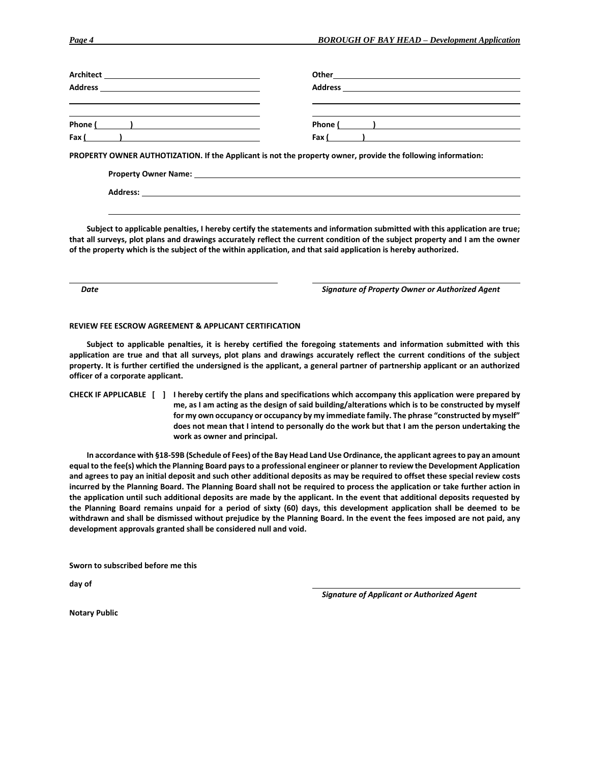Architect ___________________________________

Address ___________________________________

___________________________________

___________________________________

Phone ( &nbsp;&nbsp;&nbsp;&nbsp;&nbsp;&nbsp; ) ___________________________

Fax ( &nbsp;&nbsp;&nbsp;&nbsp;&nbsp;&nbsp; ) ___________________________

Other___________________________________

Address ___________________________________

___________________________________

___________________________________

Phone ( &nbsp;&nbsp;&nbsp;&nbsp;&nbsp;&nbsp; ) ___________________________

Fax ( &nbsp;&nbsp;&nbsp;&nbsp;&nbsp;&nbsp; ) ___________________________

**PROPERTY OWNER AUTHOTIZATION. If the Applicant is not the property owner, provide the following information:**

**Property Owner Name:** ___________________________________

**Address:** ___________________________________

___________________________________

**Subject to applicable penalties, I hereby certify the statements and information submitted with this application are true; that all surveys, plot plans and drawings accurately reflect the current condition of the subject property and I am the owner of the property which is the subject of the within application, and that said application is hereby authorized.**

___________________________________ &nbsp;&nbsp;&nbsp;&nbsp; ___________________________________

***Date*** &nbsp;&nbsp;&nbsp;&nbsp; ***Signature of Property Owner or Authorized Agent***

**REVIEW FEE ESCROW AGREEMENT & APPLICANT CERTIFICATION**

**Subject to applicable penalties, it is hereby certified the foregoing statements and information submitted with this application are true and that all surveys, plot plans and drawings accurately reflect the current conditions of the subject property. It is further certified the undersigned is the applicant, a general partner of partnership applicant or an authorized officer of a corporate applicant.**

**CHECK IF APPLICABLE [ ] I hereby certify the plans and specifications which accompany this application were prepared by me, as I am acting as the design of said building/alterations which is to be constructed by myself for my own occupancy or occupancy by my immediate family. The phrase "constructed by myself" does not mean that I intend to personally do the work but that I am the person undertaking the work as owner and principal.**

**In accordance with §18-59B (Schedule of Fees) of the Bay Head Land Use Ordinance, the applicant agrees to pay an amount equal to the fee(s) which the Planning Board pays to a professional engineer or planner to review the Development Application and agrees to pay an initial deposit and such other additional deposits as may be required to offset these special review costs incurred by the Planning Board. The Planning Board shall not be required to process the application or take further action in the application until such additional deposits are made by the applicant. In the event that additional deposits requested by the Planning Board remains unpaid for a period of sixty (60) days, this development application shall be deemed to be withdrawn and shall be dismissed without prejudice by the Planning Board. In the event the fees imposed are not paid, any development approvals granted shall be considered null and void.**

**Sworn to subscribed before me this**

**day of**

___________________________________

***Signature of Applicant or Authorized Agent***

**Notary Public**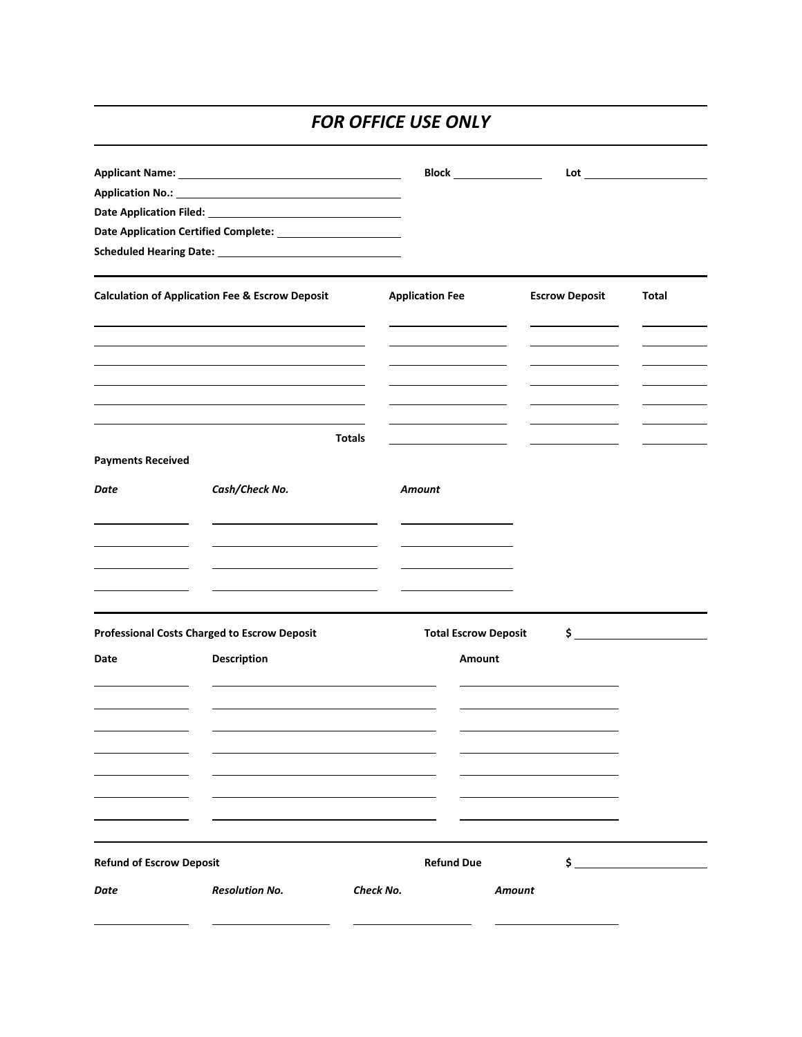## *FOR OFFICE USE ONLY*

**Applicant Name:** ____________________ **Block** __________ **Lot** __________

**Application No.:** ____________________

**Date Application Filed:** ____________________

**Date Application Certified Complete:** ____________________

**Scheduled Hearing Date:** ____________________

| **Calculation of Application Fee & Escrow Deposit** | **Application Fee** | **Escrow Deposit** | **Total** |
|---|---|---|---|
| | | | |
| | | | |
| | | | |
| | | | |
| | | | |
| | | | |
| **Totals** | | | |

**Payments Received**

| *Date* | *Cash/Check No.* | *Amount* |
|---|---|---|
| | | |
| | | |
| | | |
| | | |

**Professional Costs Charged to Escrow Deposit** **Total Escrow Deposit** $ ____________

| **Date** | **Description** | **Amount** |
|---|---|---|
| | | |
| | | |
| | | |
| | | |
| | | |
| | | |
| | | |

**Refund of Escrow Deposit** **Refund Due** $ ____________

| *Date* | *Resolution No.* | *Check No.* | *Amount* |
|---|---|---|---|
| | | | |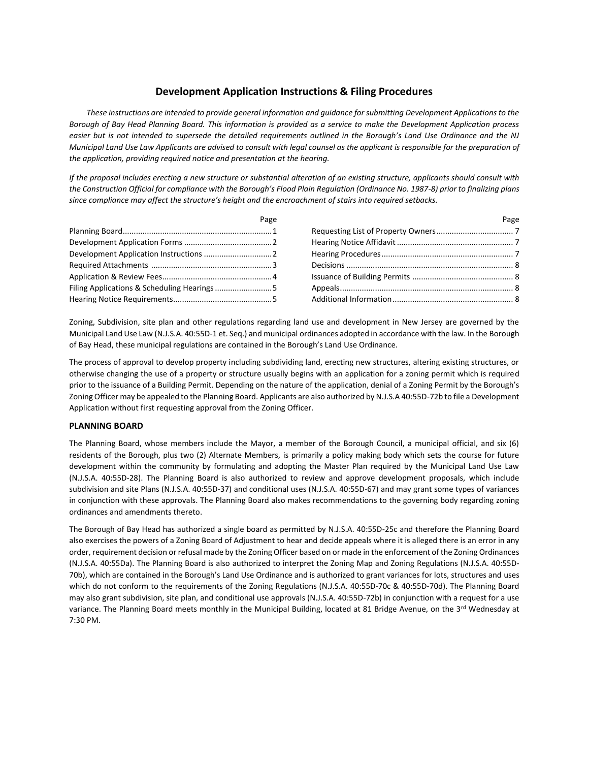# Development Application Instructions & Filing Procedures

*These instructions are intended to provide general information and guidance for submitting Development Applications to the Borough of Bay Head Planning Board. This information is provided as a service to make the Development Application process easier but is not intended to supersede the detailed requirements outlined in the Borough's Land Use Ordinance and the NJ Municipal Land Use Law Applicants are advised to consult with legal counsel as the applicant is responsible for the preparation of the application, providing required notice and presentation at the hearing.*

*If the proposal includes erecting a new structure or substantial alteration of an existing structure, applicants should consult with the Construction Official for compliance with the Borough's Flood Plain Regulation (Ordinance No. 1987-8) prior to finalizing plans since compliance may affect the structure's height and the encroachment of stairs into required setbacks.*

| | Page | | Page |
|---|---|---|---|
| Planning Board | 1 | Requesting List of Property Owners | 7 |
| Development Application Forms | 2 | Hearing Notice Affidavit | 7 |
| Development Application Instructions | 2 | Hearing Procedures | 7 |
| Required Attachments | 3 | Decisions | 8 |
| Application & Review Fees | 4 | Issuance of Building Permits | 8 |
| Filing Applications & Scheduling Hearings | 5 | Appeals | 8 |
| Hearing Notice Requirements | 5 | Additional Information | 8 |

Zoning, Subdivision, site plan and other regulations regarding land use and development in New Jersey are governed by the Municipal Land Use Law (N.J.S.A. 40:55D-1 et. Seq.) and municipal ordinances adopted in accordance with the law. In the Borough of Bay Head, these municipal regulations are contained in the Borough's Land Use Ordinance.

The process of approval to develop property including subdividing land, erecting new structures, altering existing structures, or otherwise changing the use of a property or structure usually begins with an application for a zoning permit which is required prior to the issuance of a Building Permit. Depending on the nature of the application, denial of a Zoning Permit by the Borough's Zoning Officer may be appealed to the Planning Board. Applicants are also authorized by N.J.S.A 40:55D-72b to file a Development Application without first requesting approval from the Zoning Officer.

### PLANNING BOARD

The Planning Board, whose members include the Mayor, a member of the Borough Council, a municipal official, and six (6) residents of the Borough, plus two (2) Alternate Members, is primarily a policy making body which sets the course for future development within the community by formulating and adopting the Master Plan required by the Municipal Land Use Law (N.J.S.A. 40:55D-28). The Planning Board is also authorized to review and approve development proposals, which include subdivision and site Plans (N.J.S.A. 40:55D-37) and conditional uses (N.J.S.A. 40:55D-67) and may grant some types of variances in conjunction with these approvals. The Planning Board also makes recommendations to the governing body regarding zoning ordinances and amendments thereto.

The Borough of Bay Head has authorized a single board as permitted by N.J.S.A. 40:55D-25c and therefore the Planning Board also exercises the powers of a Zoning Board of Adjustment to hear and decide appeals where it is alleged there is an error in any order, requirement decision or refusal made by the Zoning Officer based on or made in the enforcement of the Zoning Ordinances (N.J.S.A. 40:55Da). The Planning Board is also authorized to interpret the Zoning Map and Zoning Regulations (N.J.S.A. 40:55D-70b), which are contained in the Borough's Land Use Ordinance and is authorized to grant variances for lots, structures and uses which do not conform to the requirements of the Zoning Regulations (N.J.S.A. 40:55D-70c & 40:55D-70d). The Planning Board may also grant subdivision, site plan, and conditional use approvals (N.J.S.A. 40:55D-72b) in conjunction with a request for a use variance. The Planning Board meets monthly in the Municipal Building, located at 81 Bridge Avenue, on the 3rd Wednesday at 7:30 PM.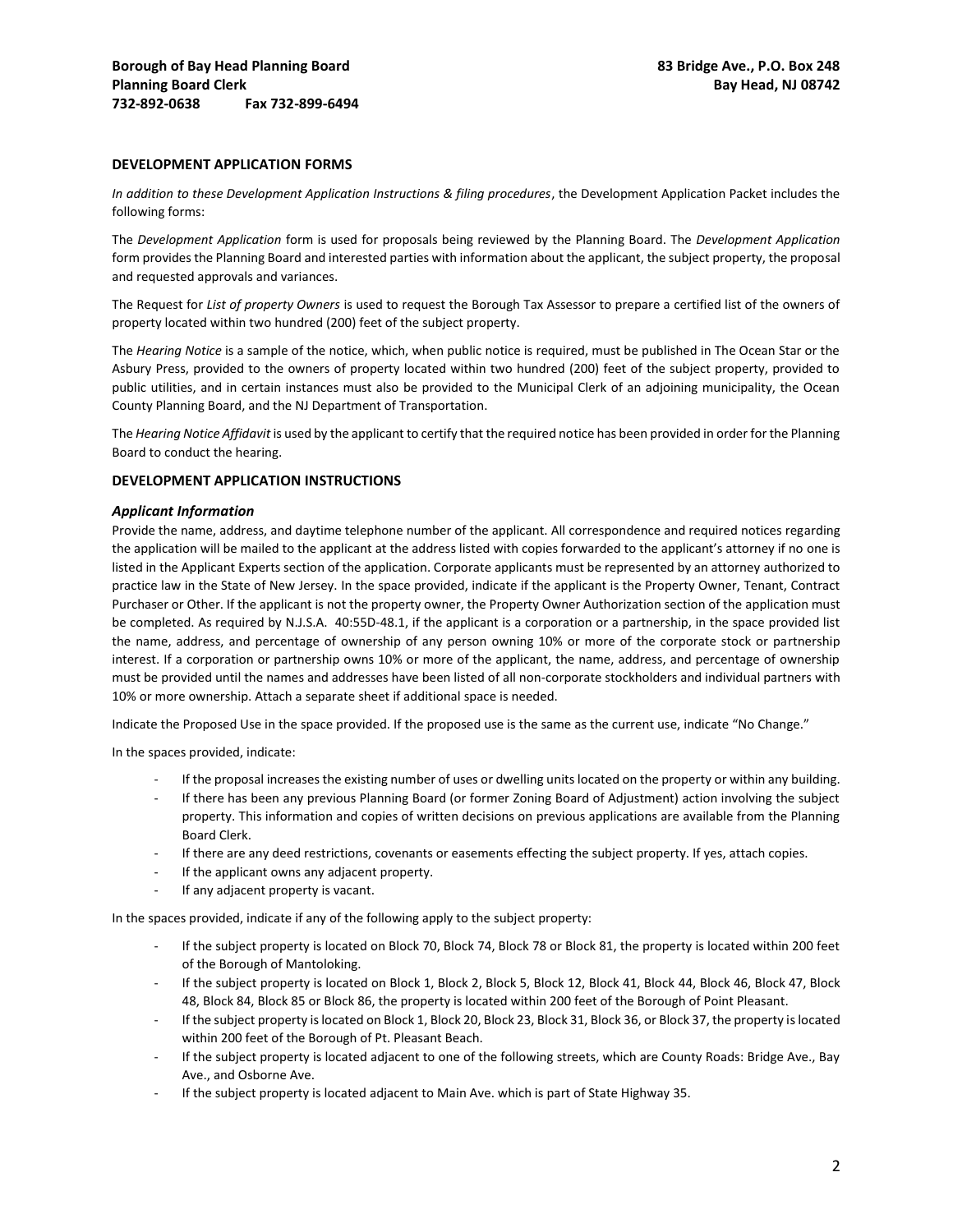**Borough of Bay Head Planning Board** **83 Bridge Ave., P.O. Box 248**
**Planning Board Clerk** **Bay Head, NJ 08742**
**732-892-0638 Fax 732-899-6494**

### DEVELOPMENT APPLICATION FORMS

*In addition to these Development Application Instructions & filing procedures*, the Development Application Packet includes the following forms:

The *Development Application* form is used for proposals being reviewed by the Planning Board. The *Development Application* form provides the Planning Board and interested parties with information about the applicant, the subject property, the proposal and requested approvals and variances.

The Request for *List of property Owners* is used to request the Borough Tax Assessor to prepare a certified list of the owners of property located within two hundred (200) feet of the subject property.

The *Hearing Notice* is a sample of the notice, which, when public notice is required, must be published in The Ocean Star or the Asbury Press, provided to the owners of property located within two hundred (200) feet of the subject property, provided to public utilities, and in certain instances must also be provided to the Municipal Clerk of an adjoining municipality, the Ocean County Planning Board, and the NJ Department of Transportation.

The *Hearing Notice Affidavit* is used by the applicant to certify that the required notice has been provided in order for the Planning Board to conduct the hearing.

### DEVELOPMENT APPLICATION INSTRUCTIONS

#### *Applicant Information*

Provide the name, address, and daytime telephone number of the applicant. All correspondence and required notices regarding the application will be mailed to the applicant at the address listed with copies forwarded to the applicant's attorney if no one is listed in the Applicant Experts section of the application. Corporate applicants must be represented by an attorney authorized to practice law in the State of New Jersey. In the space provided, indicate if the applicant is the Property Owner, Tenant, Contract Purchaser or Other. If the applicant is not the property owner, the Property Owner Authorization section of the application must be completed. As required by N.J.S.A. 40:55D-48.1, if the applicant is a corporation or a partnership, in the space provided list the name, address, and percentage of ownership of any person owning 10% or more of the corporate stock or partnership interest. If a corporation or partnership owns 10% or more of the applicant, the name, address, and percentage of ownership must be provided until the names and addresses have been listed of all non-corporate stockholders and individual partners with 10% or more ownership. Attach a separate sheet if additional space is needed.

Indicate the Proposed Use in the space provided. If the proposed use is the same as the current use, indicate "No Change."

In the spaces provided, indicate:

- If the proposal increases the existing number of uses or dwelling units located on the property or within any building.
- If there has been any previous Planning Board (or former Zoning Board of Adjustment) action involving the subject property. This information and copies of written decisions on previous applications are available from the Planning Board Clerk.
- If there are any deed restrictions, covenants or easements effecting the subject property. If yes, attach copies.
- If the applicant owns any adjacent property.
- If any adjacent property is vacant.

In the spaces provided, indicate if any of the following apply to the subject property:

- If the subject property is located on Block 70, Block 74, Block 78 or Block 81, the property is located within 200 feet of the Borough of Mantoloking.
- If the subject property is located on Block 1, Block 2, Block 5, Block 12, Block 41, Block 44, Block 46, Block 47, Block 48, Block 84, Block 85 or Block 86, the property is located within 200 feet of the Borough of Point Pleasant.
- If the subject property is located on Block 1, Block 20, Block 23, Block 31, Block 36, or Block 37, the property is located within 200 feet of the Borough of Pt. Pleasant Beach.
- If the subject property is located adjacent to one of the following streets, which are County Roads: Bridge Ave., Bay Ave., and Osborne Ave.
- If the subject property is located adjacent to Main Ave. which is part of State Highway 35.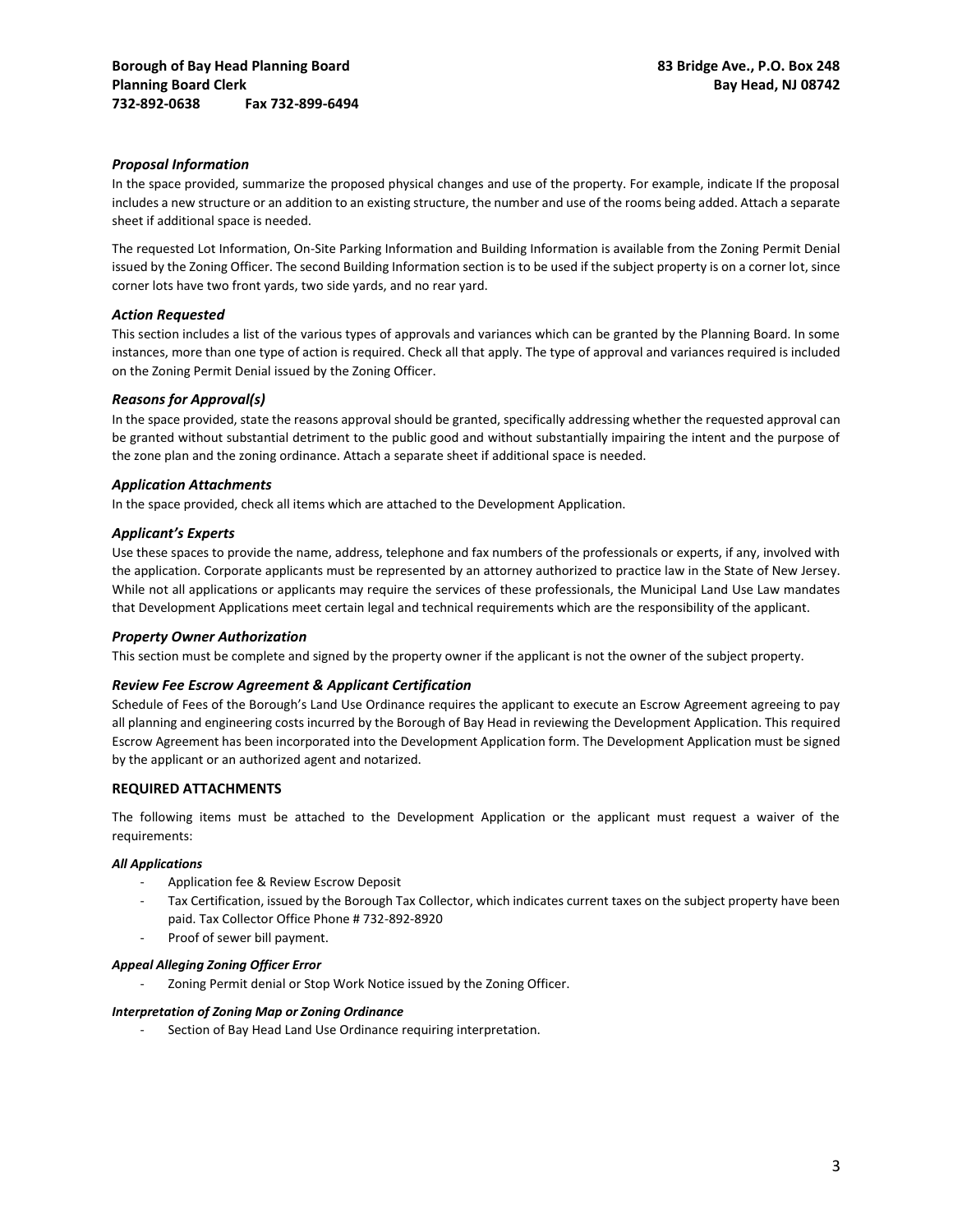**Borough of Bay Head Planning Board**
**Planning Board Clerk**
**732-892-0638 Fax 732-899-6494**

**83 Bridge Ave., P.O. Box 248**
**Bay Head, NJ 08742**

### *Proposal Information*

In the space provided, summarize the proposed physical changes and use of the property. For example, indicate If the proposal includes a new structure or an addition to an existing structure, the number and use of the rooms being added. Attach a separate sheet if additional space is needed.

The requested Lot Information, On-Site Parking Information and Building Information is available from the Zoning Permit Denial issued by the Zoning Officer. The second Building Information section is to be used if the subject property is on a corner lot, since corner lots have two front yards, two side yards, and no rear yard.

### *Action Requested*

This section includes a list of the various types of approvals and variances which can be granted by the Planning Board. In some instances, more than one type of action is required. Check all that apply. The type of approval and variances required is included on the Zoning Permit Denial issued by the Zoning Officer.

### *Reasons for Approval(s)*

In the space provided, state the reasons approval should be granted, specifically addressing whether the requested approval can be granted without substantial detriment to the public good and without substantially impairing the intent and the purpose of the zone plan and the zoning ordinance. Attach a separate sheet if additional space is needed.

### *Application Attachments*

In the space provided, check all items which are attached to the Development Application.

### *Applicant's Experts*

Use these spaces to provide the name, address, telephone and fax numbers of the professionals or experts, if any, involved with the application. Corporate applicants must be represented by an attorney authorized to practice law in the State of New Jersey. While not all applications or applicants may require the services of these professionals, the Municipal Land Use Law mandates that Development Applications meet certain legal and technical requirements which are the responsibility of the applicant.

### *Property Owner Authorization*

This section must be complete and signed by the property owner if the applicant is not the owner of the subject property.

### *Review Fee Escrow Agreement & Applicant Certification*

Schedule of Fees of the Borough's Land Use Ordinance requires the applicant to execute an Escrow Agreement agreeing to pay all planning and engineering costs incurred by the Borough of Bay Head in reviewing the Development Application. This required Escrow Agreement has been incorporated into the Development Application form. The Development Application must be signed by the applicant or an authorized agent and notarized.

## REQUIRED ATTACHMENTS

The following items must be attached to the Development Application or the applicant must request a waiver of the requirements:

#### *All Applications*

- Application fee & Review Escrow Deposit
- Tax Certification, issued by the Borough Tax Collector, which indicates current taxes on the subject property have been paid. Tax Collector Office Phone # 732-892-8920
- Proof of sewer bill payment.

#### *Appeal Alleging Zoning Officer Error*

- Zoning Permit denial or Stop Work Notice issued by the Zoning Officer.

#### *Interpretation of Zoning Map or Zoning Ordinance*

- Section of Bay Head Land Use Ordinance requiring interpretation.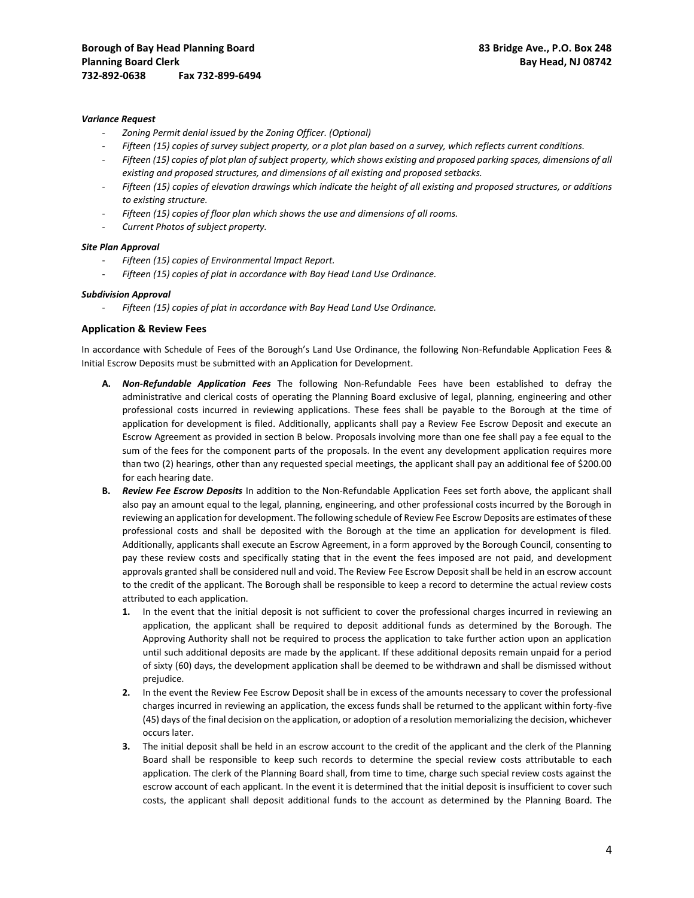***Variance Request***

- *Zoning Permit denial issued by the Zoning Officer. (Optional)*
- *Fifteen (15) copies of survey subject property, or a plot plan based on a survey, which reflects current conditions.*
- *Fifteen (15) copies of plot plan of subject property, which shows existing and proposed parking spaces, dimensions of all existing and proposed structures, and dimensions of all existing and proposed setbacks.*
- *Fifteen (15) copies of elevation drawings which indicate the height of all existing and proposed structures, or additions to existing structure.*
- *Fifteen (15) copies of floor plan which shows the use and dimensions of all rooms.*
- *Current Photos of subject property.*

***Site Plan Approval***

- *Fifteen (15) copies of Environmental Impact Report.*
- *Fifteen (15) copies of plat in accordance with Bay Head Land Use Ordinance.*

***Subdivision Approval***

- *Fifteen (15) copies of plat in accordance with Bay Head Land Use Ordinance.*

### Application & Review Fees

In accordance with Schedule of Fees of the Borough's Land Use Ordinance, the following Non-Refundable Application Fees & Initial Escrow Deposits must be submitted with an Application for Development.

**A.** ***Non-Refundable Application Fees*** The following Non-Refundable Fees have been established to defray the administrative and clerical costs of operating the Planning Board exclusive of legal, planning, engineering and other professional costs incurred in reviewing applications. These fees shall be payable to the Borough at the time of application for development is filed. Additionally, applicants shall pay a Review Fee Escrow Deposit and execute an Escrow Agreement as provided in section B below. Proposals involving more than one fee shall pay a fee equal to the sum of the fees for the component parts of the proposals. In the event any development application requires more than two (2) hearings, other than any requested special meetings, the applicant shall pay an additional fee of $200.00 for each hearing date.

**B.** ***Review Fee Escrow Deposits*** In addition to the Non-Refundable Application Fees set forth above, the applicant shall also pay an amount equal to the legal, planning, engineering, and other professional costs incurred by the Borough in reviewing an application for development. The following schedule of Review Fee Escrow Deposits are estimates of these professional costs and shall be deposited with the Borough at the time an application for development is filed. Additionally, applicants shall execute an Escrow Agreement, in a form approved by the Borough Council, consenting to pay these review costs and specifically stating that in the event the fees imposed are not paid, and development approvals granted shall be considered null and void. The Review Fee Escrow Deposit shall be held in an escrow account to the credit of the applicant. The Borough shall be responsible to keep a record to determine the actual review costs attributed to each application.

1. In the event that the initial deposit is not sufficient to cover the professional charges incurred in reviewing an application, the applicant shall be required to deposit additional funds as determined by the Borough. The Approving Authority shall not be required to process the application to take further action upon an application until such additional deposits are made by the applicant. If these additional deposits remain unpaid for a period of sixty (60) days, the development application shall be deemed to be withdrawn and shall be dismissed without prejudice.
2. In the event the Review Fee Escrow Deposit shall be in excess of the amounts necessary to cover the professional charges incurred in reviewing an application, the excess funds shall be returned to the applicant within forty-five (45) days of the final decision on the application, or adoption of a resolution memorializing the decision, whichever occurs later.
3. The initial deposit shall be held in an escrow account to the credit of the applicant and the clerk of the Planning Board shall be responsible to keep such records to determine the special review costs attributable to each application. The clerk of the Planning Board shall, from time to time, charge such special review costs against the escrow account of each applicant. In the event it is determined that the initial deposit is insufficient to cover such costs, the applicant shall deposit additional funds to the account as determined by the Planning Board. The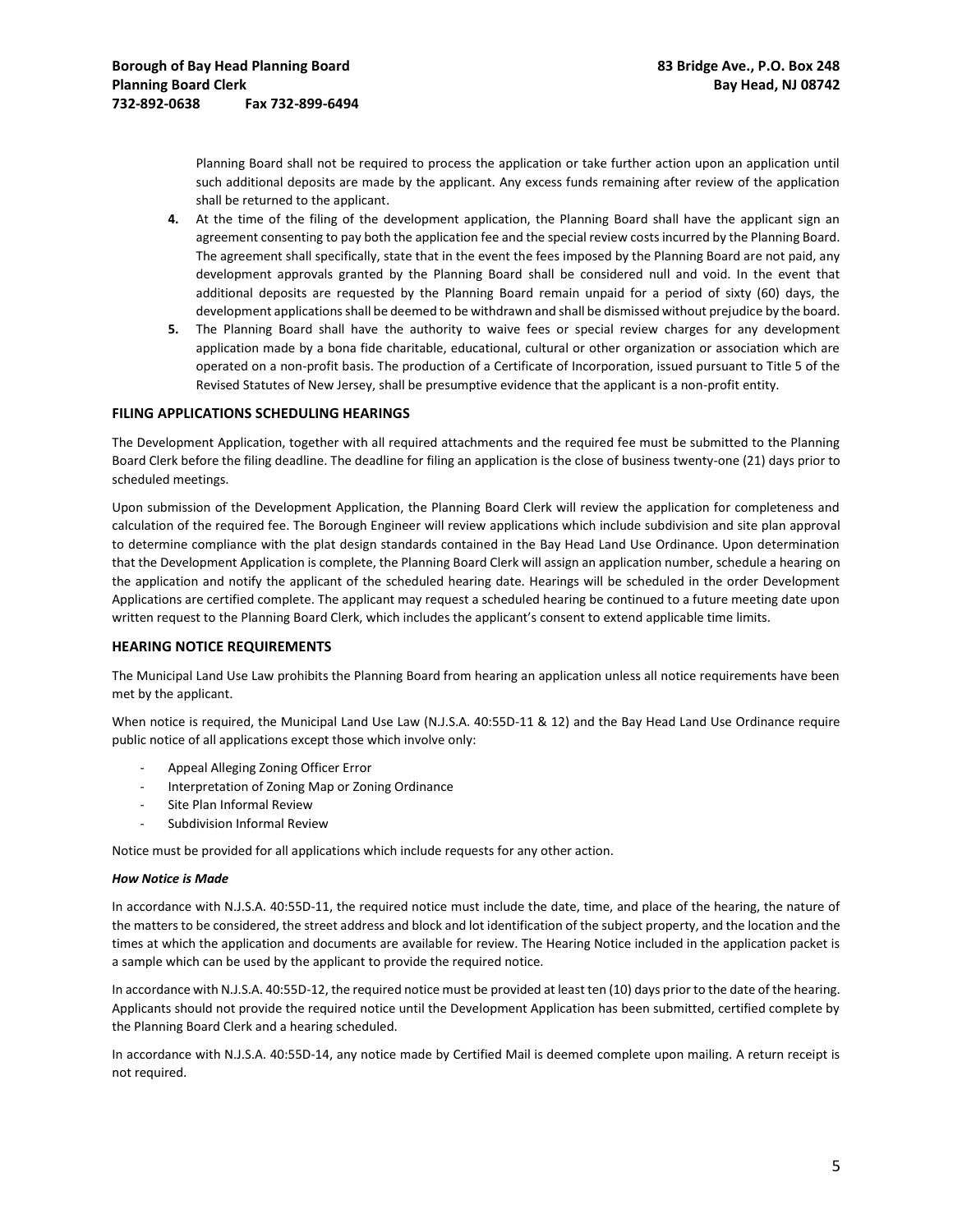Planning Board shall not be required to process the application or take further action upon an application until such additional deposits are made by the applicant. Any excess funds remaining after review of the application shall be returned to the applicant.

4. At the time of the filing of the development application, the Planning Board shall have the applicant sign an agreement consenting to pay both the application fee and the special review costs incurred by the Planning Board. The agreement shall specifically, state that in the event the fees imposed by the Planning Board are not paid, any development approvals granted by the Planning Board shall be considered null and void. In the event that additional deposits are requested by the Planning Board remain unpaid for a period of sixty (60) days, the development applications shall be deemed to be withdrawn and shall be dismissed without prejudice by the board.
5. The Planning Board shall have the authority to waive fees or special review charges for any development application made by a bona fide charitable, educational, cultural or other organization or association which are operated on a non-profit basis. The production of a Certificate of Incorporation, issued pursuant to Title 5 of the Revised Statutes of New Jersey, shall be presumptive evidence that the applicant is a non-profit entity.

## FILING APPLICATIONS SCHEDULING HEARINGS

The Development Application, together with all required attachments and the required fee must be submitted to the Planning Board Clerk before the filing deadline. The deadline for filing an application is the close of business twenty-one (21) days prior to scheduled meetings.

Upon submission of the Development Application, the Planning Board Clerk will review the application for completeness and calculation of the required fee. The Borough Engineer will review applications which include subdivision and site plan approval to determine compliance with the plat design standards contained in the Bay Head Land Use Ordinance. Upon determination that the Development Application is complete, the Planning Board Clerk will assign an application number, schedule a hearing on the application and notify the applicant of the scheduled hearing date. Hearings will be scheduled in the order Development Applications are certified complete. The applicant may request a scheduled hearing be continued to a future meeting date upon written request to the Planning Board Clerk, which includes the applicant's consent to extend applicable time limits.

## HEARING NOTICE REQUIREMENTS

The Municipal Land Use Law prohibits the Planning Board from hearing an application unless all notice requirements have been met by the applicant.

When notice is required, the Municipal Land Use Law (N.J.S.A. 40:55D-11 & 12) and the Bay Head Land Use Ordinance require public notice of all applications except those which involve only:

- Appeal Alleging Zoning Officer Error
- Interpretation of Zoning Map or Zoning Ordinance
- Site Plan Informal Review
- Subdivision Informal Review

Notice must be provided for all applications which include requests for any other action.

***How Notice is Made***

In accordance with N.J.S.A. 40:55D-11, the required notice must include the date, time, and place of the hearing, the nature of the matters to be considered, the street address and block and lot identification of the subject property, and the location and the times at which the application and documents are available for review. The Hearing Notice included in the application packet is a sample which can be used by the applicant to provide the required notice.

In accordance with N.J.S.A. 40:55D-12, the required notice must be provided at least ten (10) days prior to the date of the hearing. Applicants should not provide the required notice until the Development Application has been submitted, certified complete by the Planning Board Clerk and a hearing scheduled.

In accordance with N.J.S.A. 40:55D-14, any notice made by Certified Mail is deemed complete upon mailing. A return receipt is not required.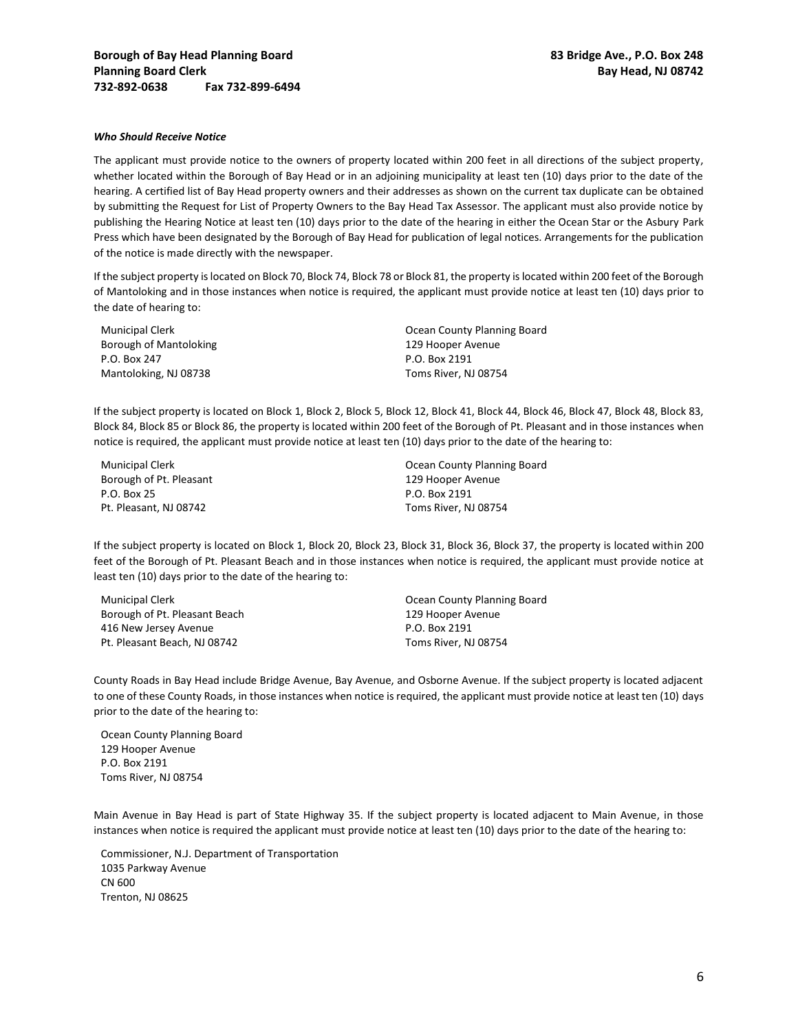Borough of Bay Head Planning Board
Planning Board Clerk
732-892-0638 Fax 732-899-6494

83 Bridge Ave., P.O. Box 248
Bay Head, NJ 08742

***Who Should Receive Notice***

The applicant must provide notice to the owners of property located within 200 feet in all directions of the subject property, whether located within the Borough of Bay Head or in an adjoining municipality at least ten (10) days prior to the date of the hearing. A certified list of Bay Head property owners and their addresses as shown on the current tax duplicate can be obtained by submitting the Request for List of Property Owners to the Bay Head Tax Assessor. The applicant must also provide notice by publishing the Hearing Notice at least ten (10) days prior to the date of the hearing in either the Ocean Star or the Asbury Park Press which have been designated by the Borough of Bay Head for publication of legal notices. Arrangements for the publication of the notice is made directly with the newspaper.

If the subject property is located on Block 70, Block 74, Block 78 or Block 81, the property is located within 200 feet of the Borough of Mantoloking and in those instances when notice is required, the applicant must provide notice at least ten (10) days prior to the date of hearing to:

Municipal Clerk
Borough of Mantoloking
P.O. Box 247
Mantoloking, NJ 08738

Ocean County Planning Board
129 Hooper Avenue
P.O. Box 2191
Toms River, NJ 08754

If the subject property is located on Block 1, Block 2, Block 5, Block 12, Block 41, Block 44, Block 46, Block 47, Block 48, Block 83, Block 84, Block 85 or Block 86, the property is located within 200 feet of the Borough of Pt. Pleasant and in those instances when notice is required, the applicant must provide notice at least ten (10) days prior to the date of the hearing to:

Municipal Clerk
Borough of Pt. Pleasant
P.O. Box 25
Pt. Pleasant, NJ 08742

Ocean County Planning Board
129 Hooper Avenue
P.O. Box 2191
Toms River, NJ 08754

If the subject property is located on Block 1, Block 20, Block 23, Block 31, Block 36, Block 37, the property is located within 200 feet of the Borough of Pt. Pleasant Beach and in those instances when notice is required, the applicant must provide notice at least ten (10) days prior to the date of the hearing to:

Municipal Clerk
Borough of Pt. Pleasant Beach
416 New Jersey Avenue
Pt. Pleasant Beach, NJ 08742

Ocean County Planning Board
129 Hooper Avenue
P.O. Box 2191
Toms River, NJ 08754

County Roads in Bay Head include Bridge Avenue, Bay Avenue, and Osborne Avenue. If the subject property is located adjacent to one of these County Roads, in those instances when notice is required, the applicant must provide notice at least ten (10) days prior to the date of the hearing to:

Ocean County Planning Board
129 Hooper Avenue
P.O. Box 2191
Toms River, NJ 08754

Main Avenue in Bay Head is part of State Highway 35. If the subject property is located adjacent to Main Avenue, in those instances when notice is required the applicant must provide notice at least ten (10) days prior to the date of the hearing to:

Commissioner, N.J. Department of Transportation
1035 Parkway Avenue
CN 600
Trenton, NJ 08625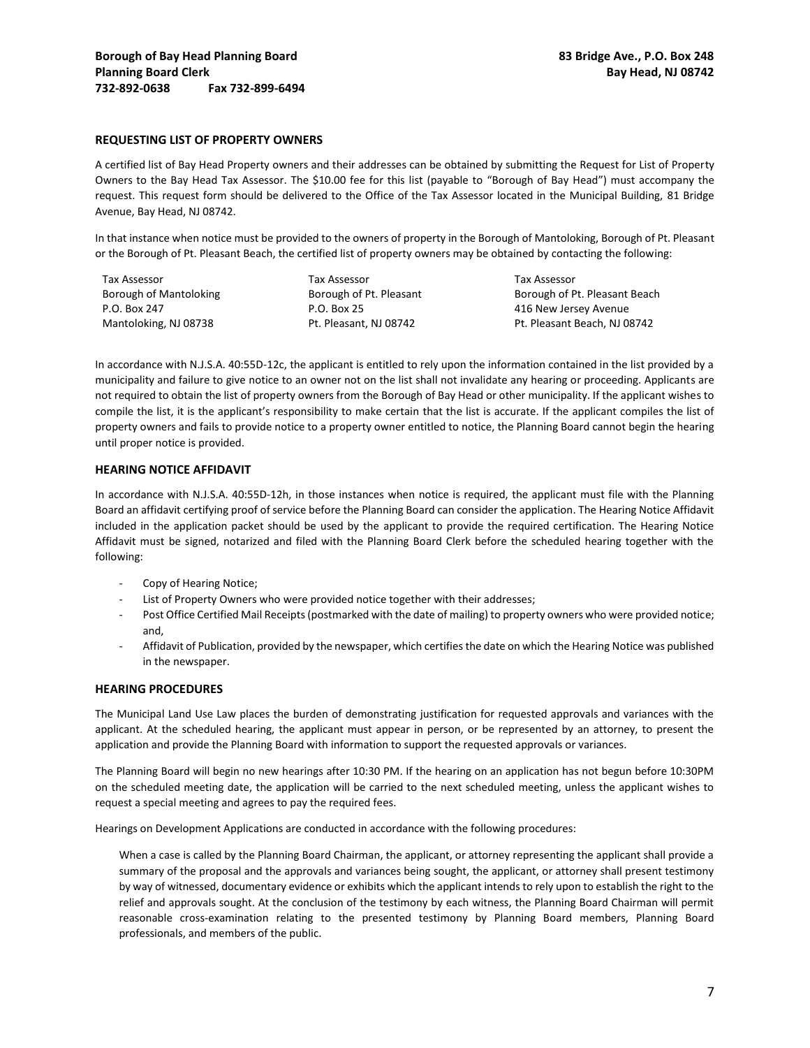Borough of Bay Head Planning Board
Planning Board Clerk
732-892-0638 Fax 732-899-6494

83 Bridge Ave., P.O. Box 248
Bay Head, NJ 08742

## REQUESTING LIST OF PROPERTY OWNERS

A certified list of Bay Head Property owners and their addresses can be obtained by submitting the Request for List of Property Owners to the Bay Head Tax Assessor. The $10.00 fee for this list (payable to "Borough of Bay Head") must accompany the request. This request form should be delivered to the Office of the Tax Assessor located in the Municipal Building, 81 Bridge Avenue, Bay Head, NJ 08742.

In that instance when notice must be provided to the owners of property in the Borough of Mantoloking, Borough of Pt. Pleasant or the Borough of Pt. Pleasant Beach, the certified list of property owners may be obtained by contacting the following:

| Tax Assessor | Tax Assessor | Tax Assessor |
|---|---|---|
| Borough of Mantoloking | Borough of Pt. Pleasant | Borough of Pt. Pleasant Beach |
| P.O. Box 247 | P.O. Box 25 | 416 New Jersey Avenue |
| Mantoloking, NJ 08738 | Pt. Pleasant, NJ 08742 | Pt. Pleasant Beach, NJ 08742 |

In accordance with N.J.S.A. 40:55D-12c, the applicant is entitled to rely upon the information contained in the list provided by a municipality and failure to give notice to an owner not on the list shall not invalidate any hearing or proceeding. Applicants are not required to obtain the list of property owners from the Borough of Bay Head or other municipality. If the applicant wishes to compile the list, it is the applicant's responsibility to make certain that the list is accurate. If the applicant compiles the list of property owners and fails to provide notice to a property owner entitled to notice, the Planning Board cannot begin the hearing until proper notice is provided.

## HEARING NOTICE AFFIDAVIT

In accordance with N.J.S.A. 40:55D-12h, in those instances when notice is required, the applicant must file with the Planning Board an affidavit certifying proof of service before the Planning Board can consider the application. The Hearing Notice Affidavit included in the application packet should be used by the applicant to provide the required certification. The Hearing Notice Affidavit must be signed, notarized and filed with the Planning Board Clerk before the scheduled hearing together with the following:

- Copy of Hearing Notice;
- List of Property Owners who were provided notice together with their addresses;
- Post Office Certified Mail Receipts (postmarked with the date of mailing) to property owners who were provided notice; and,
- Affidavit of Publication, provided by the newspaper, which certifies the date on which the Hearing Notice was published in the newspaper.

## HEARING PROCEDURES

The Municipal Land Use Law places the burden of demonstrating justification for requested approvals and variances with the applicant. At the scheduled hearing, the applicant must appear in person, or be represented by an attorney, to present the application and provide the Planning Board with information to support the requested approvals or variances.

The Planning Board will begin no new hearings after 10:30 PM. If the hearing on an application has not begun before 10:30PM on the scheduled meeting date, the application will be carried to the next scheduled meeting, unless the applicant wishes to request a special meeting and agrees to pay the required fees.

Hearings on Development Applications are conducted in accordance with the following procedures:

When a case is called by the Planning Board Chairman, the applicant, or attorney representing the applicant shall provide a summary of the proposal and the approvals and variances being sought, the applicant, or attorney shall present testimony by way of witnessed, documentary evidence or exhibits which the applicant intends to rely upon to establish the right to the relief and approvals sought. At the conclusion of the testimony by each witness, the Planning Board Chairman will permit reasonable cross-examination relating to the presented testimony by Planning Board members, Planning Board professionals, and members of the public.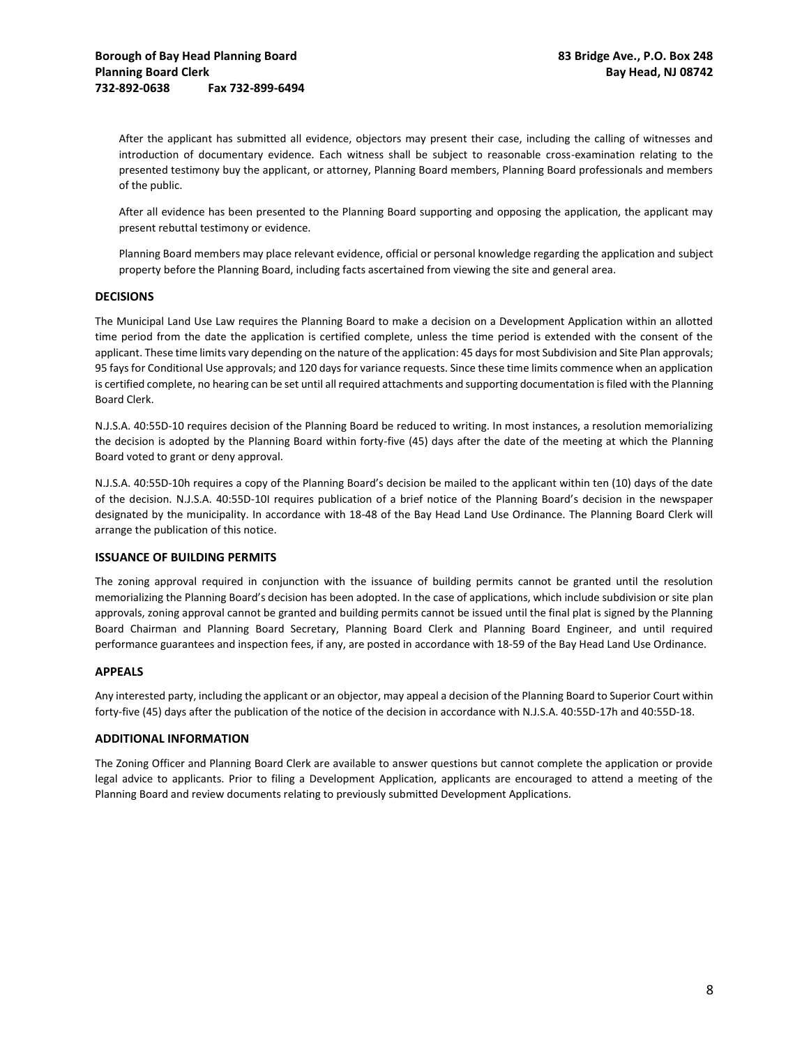After the applicant has submitted all evidence, objectors may present their case, including the calling of witnesses and introduction of documentary evidence. Each witness shall be subject to reasonable cross-examination relating to the presented testimony buy the applicant, or attorney, Planning Board members, Planning Board professionals and members of the public.

After all evidence has been presented to the Planning Board supporting and opposing the application, the applicant may present rebuttal testimony or evidence.

Planning Board members may place relevant evidence, official or personal knowledge regarding the application and subject property before the Planning Board, including facts ascertained from viewing the site and general area.

## DECISIONS

The Municipal Land Use Law requires the Planning Board to make a decision on a Development Application within an allotted time period from the date the application is certified complete, unless the time period is extended with the consent of the applicant. These time limits vary depending on the nature of the application: 45 days for most Subdivision and Site Plan approvals; 95 fays for Conditional Use approvals; and 120 days for variance requests. Since these time limits commence when an application is certified complete, no hearing can be set until all required attachments and supporting documentation is filed with the Planning Board Clerk.

N.J.S.A. 40:55D-10 requires decision of the Planning Board be reduced to writing. In most instances, a resolution memorializing the decision is adopted by the Planning Board within forty-five (45) days after the date of the meeting at which the Planning Board voted to grant or deny approval.

N.J.S.A. 40:55D-10h requires a copy of the Planning Board's decision be mailed to the applicant within ten (10) days of the date of the decision. N.J.S.A. 40:55D-10I requires publication of a brief notice of the Planning Board's decision in the newspaper designated by the municipality. In accordance with 18-48 of the Bay Head Land Use Ordinance. The Planning Board Clerk will arrange the publication of this notice.

## ISSUANCE OF BUILDING PERMITS

The zoning approval required in conjunction with the issuance of building permits cannot be granted until the resolution memorializing the Planning Board's decision has been adopted. In the case of applications, which include subdivision or site plan approvals, zoning approval cannot be granted and building permits cannot be issued until the final plat is signed by the Planning Board Chairman and Planning Board Secretary, Planning Board Clerk and Planning Board Engineer, and until required performance guarantees and inspection fees, if any, are posted in accordance with 18-59 of the Bay Head Land Use Ordinance.

## APPEALS

Any interested party, including the applicant or an objector, may appeal a decision of the Planning Board to Superior Court within forty-five (45) days after the publication of the notice of the decision in accordance with N.J.S.A. 40:55D-17h and 40:55D-18.

## ADDITIONAL INFORMATION

The Zoning Officer and Planning Board Clerk are available to answer questions but cannot complete the application or provide legal advice to applicants. Prior to filing a Development Application, applicants are encouraged to attend a meeting of the Planning Board and review documents relating to previously submitted Development Applications.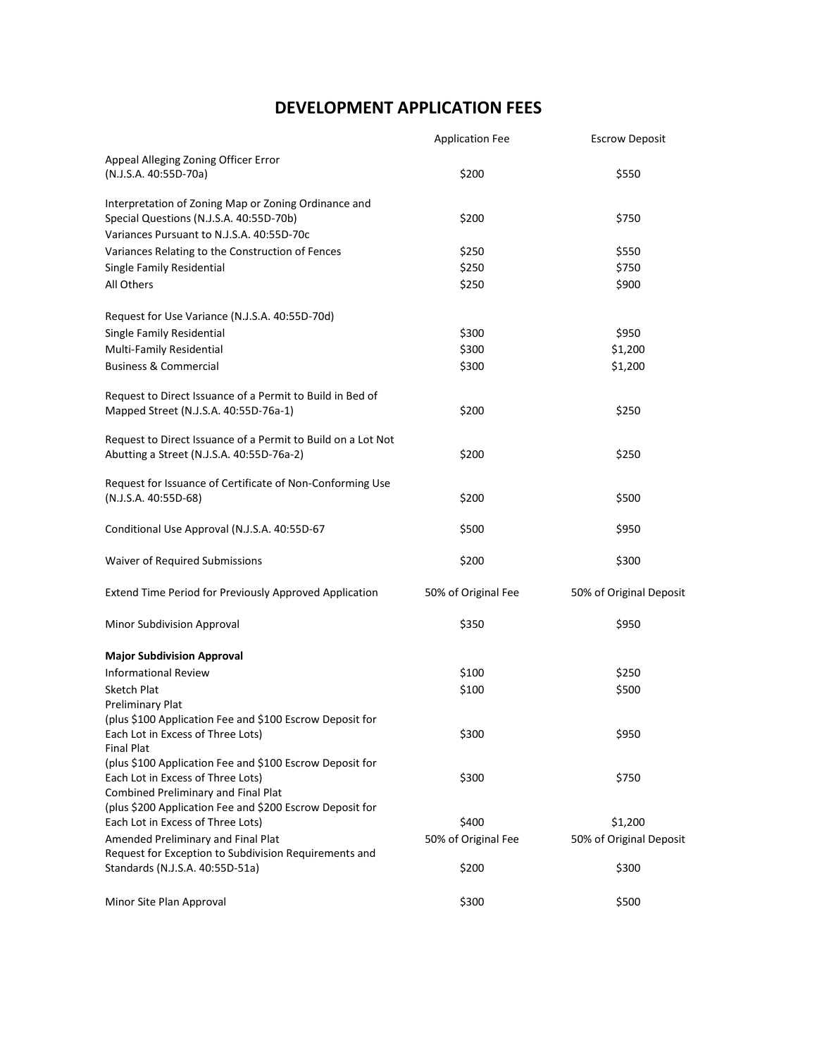# DEVELOPMENT APPLICATION FEES

| | Application Fee | Escrow Deposit |
|---|---|---|
| Appeal Alleging Zoning Officer Error (N.J.S.A. 40:55D-70a) | $200 | $550 |
| Interpretation of Zoning Map or Zoning Ordinance and Special Questions (N.J.S.A. 40:55D-70b) | $200 | $750 |
| Variances Pursuant to N.J.S.A. 40:55D-70c | | |
| Variances Relating to the Construction of Fences | $250 | $550 |
| Single Family Residential | $250 | $750 |
| All Others | $250 | $900 |
| Request for Use Variance (N.J.S.A. 40:55D-70d) | | |
| Single Family Residential | $300 | $950 |
| Multi-Family Residential | $300 | $1,200 |
| Business & Commercial | $300 | $1,200 |
| Request to Direct Issuance of a Permit to Build in Bed of Mapped Street (N.J.S.A. 40:55D-76a-1) | $200 | $250 |
| Request to Direct Issuance of a Permit to Build on a Lot Not Abutting a Street (N.J.S.A. 40:55D-76a-2) | $200 | $250 |
| Request for Issuance of Certificate of Non-Conforming Use (N.J.S.A. 40:55D-68) | $200 | $500 |
| Conditional Use Approval (N.J.S.A. 40:55D-67 | $500 | $950 |
| Waiver of Required Submissions | $200 | $300 |
| Extend Time Period for Previously Approved Application | 50% of Original Fee | 50% of Original Deposit |
| Minor Subdivision Approval | $350 | $950 |
| **Major Subdivision Approval** | | |
| Informational Review | $100 | $250 |
| Sketch Plat | $100 | $500 |
| Preliminary Plat (plus $100 Application Fee and $100 Escrow Deposit for Each Lot in Excess of Three Lots) | $300 | $950 |
| Final Plat (plus $100 Application Fee and $100 Escrow Deposit for Each Lot in Excess of Three Lots) | $300 | $750 |
| Combined Preliminary and Final Plat (plus $200 Application Fee and $200 Escrow Deposit for Each Lot in Excess of Three Lots) | $400 | $1,200 |
| Amended Preliminary and Final Plat | 50% of Original Fee | 50% of Original Deposit |
| Request for Exception to Subdivision Requirements and Standards (N.J.S.A. 40:55D-51a) | $200 | $300 |
| Minor Site Plan Approval | $300 | $500 |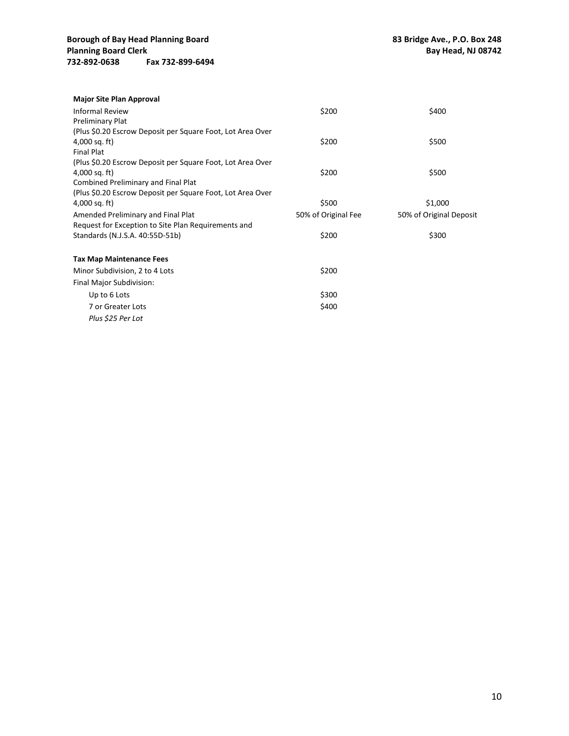| | | |
|---|---|---|
| **Major Site Plan Approval** | | |
| Informal Review | $200 | $400 |
| Preliminary Plat (Plus $0.20 Escrow Deposit per Square Foot, Lot Area Over 4,000 sq. ft) | $200 | $500 |
| Final Plat (Plus $0.20 Escrow Deposit per Square Foot, Lot Area Over 4,000 sq. ft) | $200 | $500 |
| Combined Preliminary and Final Plat (Plus $0.20 Escrow Deposit per Square Foot, Lot Area Over 4,000 sq. ft) | $500 | $1,000 |
| Amended Preliminary and Final Plat | 50% of Original Fee | 50% of Original Deposit |
| Request for Exception to Site Plan Requirements and Standards (N.J.S.A. 40:55D-51b) | $200 | $300 |
| **Tax Map Maintenance Fees** | | |
| Minor Subdivision, 2 to 4 Lots | $200 | |
| Final Major Subdivision: | | |
| Up to 6 Lots | $300 | |
| 7 or Greater Lots | $400 | |
| *Plus $25 Per Lot* | | |